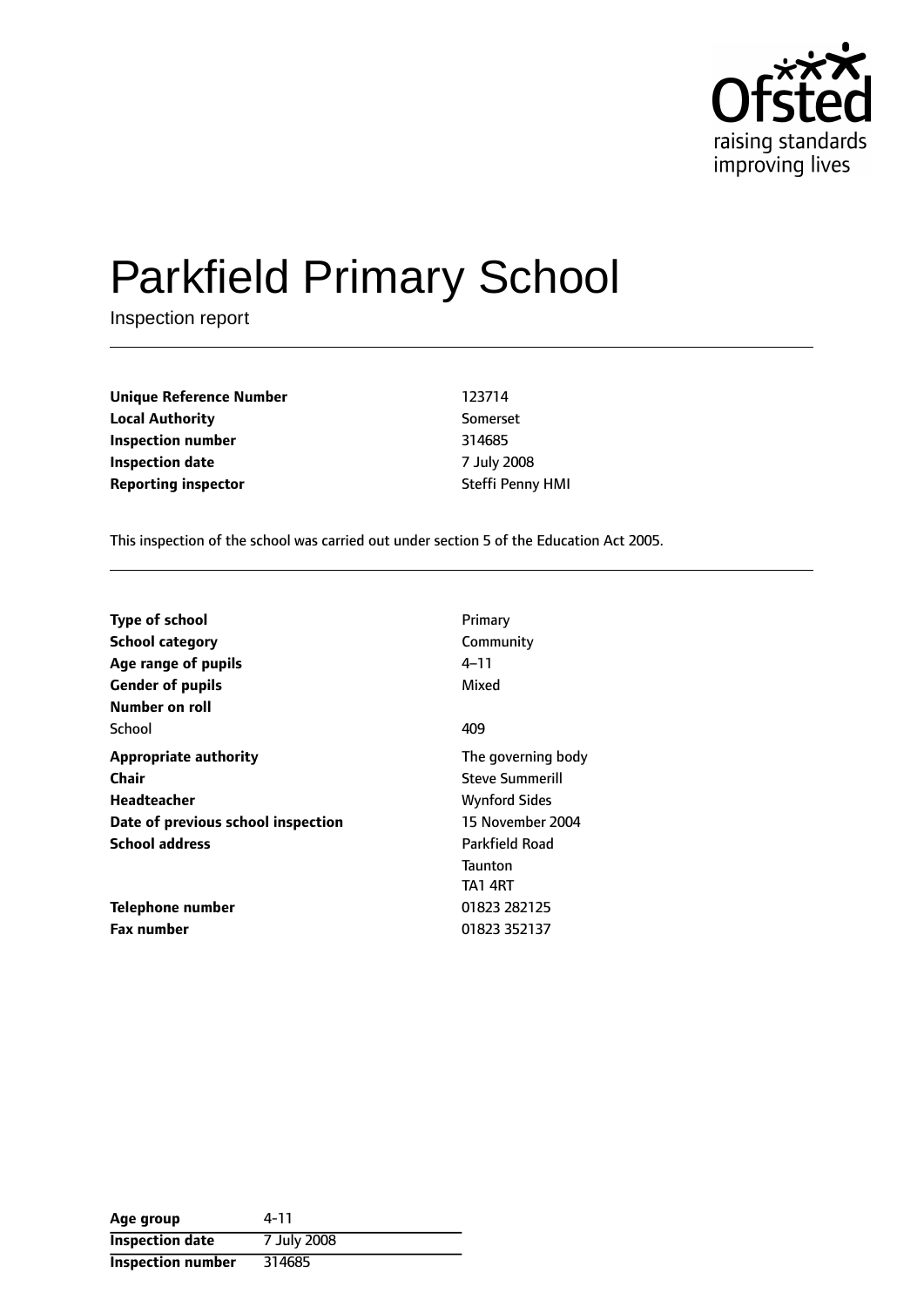# Parkfield Primary School

Inspection report

| | |
|---|---|
| **Unique Reference Number** | 123714 |
| **Local Authority** | Somerset |
| **Inspection number** | 314685 |
| **Inspection date** | 7 July 2008 |
| **Reporting inspector** | Steffi Penny HMI |

This inspection of the school was carried out under section 5 of the Education Act 2005.

| | |
|---|---|
| **Type of school** | Primary |
| **School category** | Community |
| **Age range of pupils** | 4–11 |
| **Gender of pupils** | Mixed |
| **Number on roll** | |
| School | 409 |
| **Appropriate authority** | The governing body |
| **Chair** | Steve Summerill |
| **Headteacher** | Wynford Sides |
| **Date of previous school inspection** | 15 November 2004 |
| **School address** | Parkfield Road<br>Taunton<br>TA1 4RT |
| **Telephone number** | 01823 282125 |
| **Fax number** | 01823 352137 |

| | |
|---|---|
| **Age group** | 4-11 |
| **Inspection date** | 7 July 2008 |
| **Inspection number** | 314685 |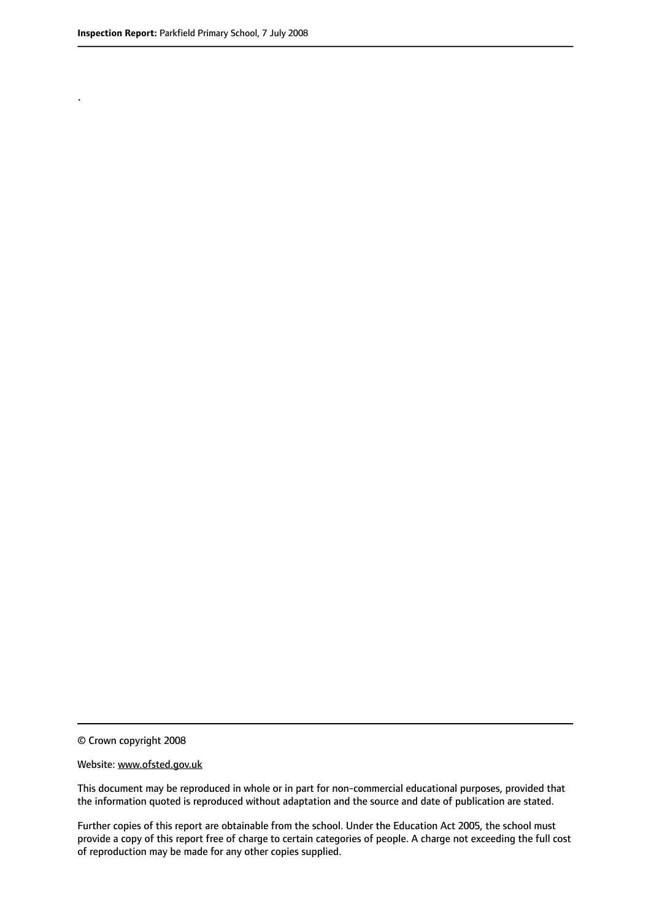.

© Crown copyright 2008

Website: www.ofsted.gov.uk

This document may be reproduced in whole or in part for non-commercial educational purposes, provided that the information quoted is reproduced without adaptation and the source and date of publication are stated.

Further copies of this report are obtainable from the school. Under the Education Act 2005, the school must provide a copy of this report free of charge to certain categories of people. A charge not exceeding the full cost of reproduction may be made for any other copies supplied.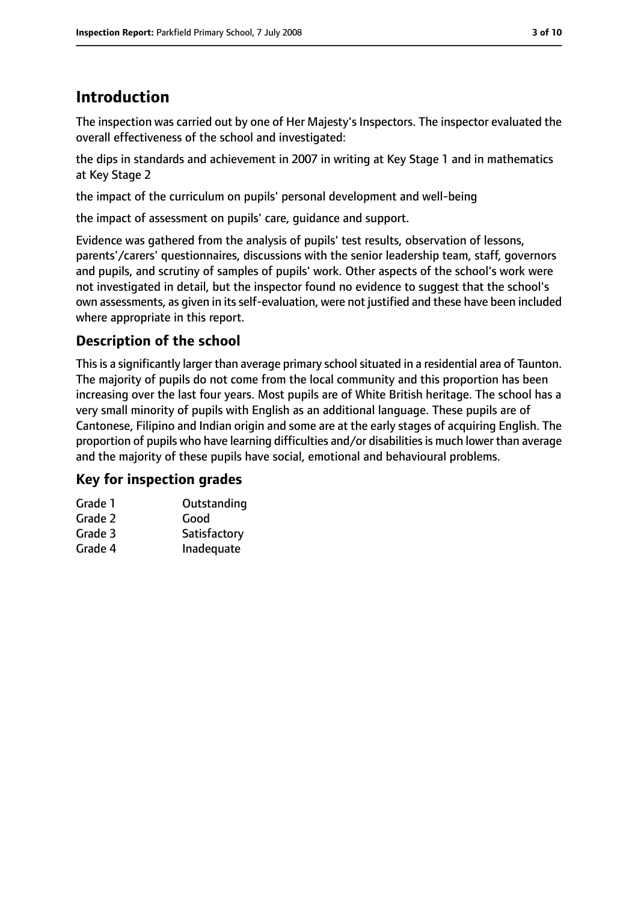## Introduction

The inspection was carried out by one of Her Majesty's Inspectors. The inspector evaluated the overall effectiveness of the school and investigated:

the dips in standards and achievement in 2007 in writing at Key Stage 1 and in mathematics at Key Stage 2

the impact of the curriculum on pupils' personal development and well-being

the impact of assessment on pupils' care, guidance and support.

Evidence was gathered from the analysis of pupils' test results, observation of lessons, parents'/carers' questionnaires, discussions with the senior leadership team, staff, governors and pupils, and scrutiny of samples of pupils' work. Other aspects of the school's work were not investigated in detail, but the inspector found no evidence to suggest that the school's own assessments, as given in its self-evaluation, were not justified and these have been included where appropriate in this report.

### Description of the school

This is a significantly larger than average primary school situated in a residential area of Taunton. The majority of pupils do not come from the local community and this proportion has been increasing over the last four years. Most pupils are of White British heritage. The school has a very small minority of pupils with English as an additional language. These pupils are of Cantonese, Filipino and Indian origin and some are at the early stages of acquiring English. The proportion of pupils who have learning difficulties and/or disabilities is much lower than average and the majority of these pupils have social, emotional and behavioural problems.

### Key for inspection grades

| | |
|---|---|
| Grade 1 | Outstanding |
| Grade 2 | Good |
| Grade 3 | Satisfactory |
| Grade 4 | Inadequate |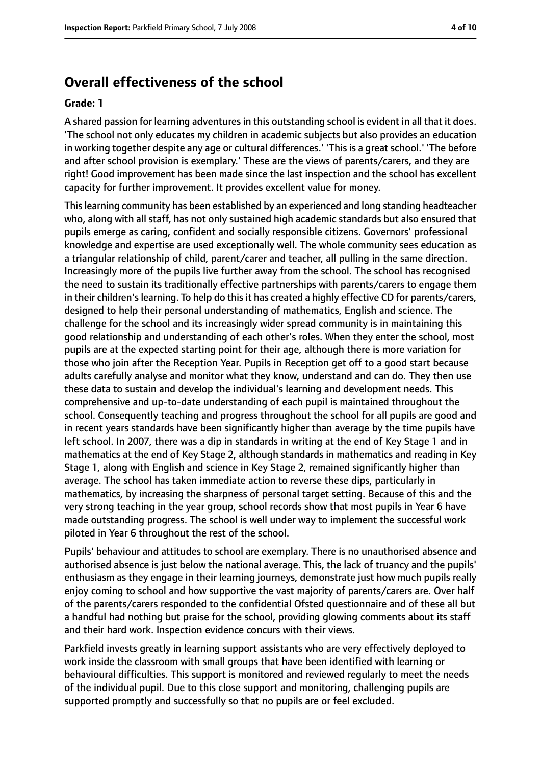## Overall effectiveness of the school

**Grade: 1**

A shared passion for learning adventures in this outstanding school is evident in all that it does. 'The school not only educates my children in academic subjects but also provides an education in working together despite any age or cultural differences.' 'This is a great school.' 'The before and after school provision is exemplary.' These are the views of parents/carers, and they are right! Good improvement has been made since the last inspection and the school has excellent capacity for further improvement. It provides excellent value for money.

This learning community has been established by an experienced and long standing headteacher who, along with all staff, has not only sustained high academic standards but also ensured that pupils emerge as caring, confident and socially responsible citizens. Governors' professional knowledge and expertise are used exceptionally well. The whole community sees education as a triangular relationship of child, parent/carer and teacher, all pulling in the same direction. Increasingly more of the pupils live further away from the school. The school has recognised the need to sustain its traditionally effective partnerships with parents/carers to engage them in their children's learning. To help do this it has created a highly effective CD for parents/carers, designed to help their personal understanding of mathematics, English and science. The challenge for the school and its increasingly wider spread community is in maintaining this good relationship and understanding of each other's roles. When they enter the school, most pupils are at the expected starting point for their age, although there is more variation for those who join after the Reception Year. Pupils in Reception get off to a good start because adults carefully analyse and monitor what they know, understand and can do. They then use these data to sustain and develop the individual's learning and development needs. This comprehensive and up-to-date understanding of each pupil is maintained throughout the school. Consequently teaching and progress throughout the school for all pupils are good and in recent years standards have been significantly higher than average by the time pupils have left school. In 2007, there was a dip in standards in writing at the end of Key Stage 1 and in mathematics at the end of Key Stage 2, although standards in mathematics and reading in Key Stage 1, along with English and science in Key Stage 2, remained significantly higher than average. The school has taken immediate action to reverse these dips, particularly in mathematics, by increasing the sharpness of personal target setting. Because of this and the very strong teaching in the year group, school records show that most pupils in Year 6 have made outstanding progress. The school is well under way to implement the successful work piloted in Year 6 throughout the rest of the school.

Pupils' behaviour and attitudes to school are exemplary. There is no unauthorised absence and authorised absence is just below the national average. This, the lack of truancy and the pupils' enthusiasm as they engage in their learning journeys, demonstrate just how much pupils really enjoy coming to school and how supportive the vast majority of parents/carers are. Over half of the parents/carers responded to the confidential Ofsted questionnaire and of these all but a handful had nothing but praise for the school, providing glowing comments about its staff and their hard work. Inspection evidence concurs with their views.

Parkfield invests greatly in learning support assistants who are very effectively deployed to work inside the classroom with small groups that have been identified with learning or behavioural difficulties. This support is monitored and reviewed regularly to meet the needs of the individual pupil. Due to this close support and monitoring, challenging pupils are supported promptly and successfully so that no pupils are or feel excluded.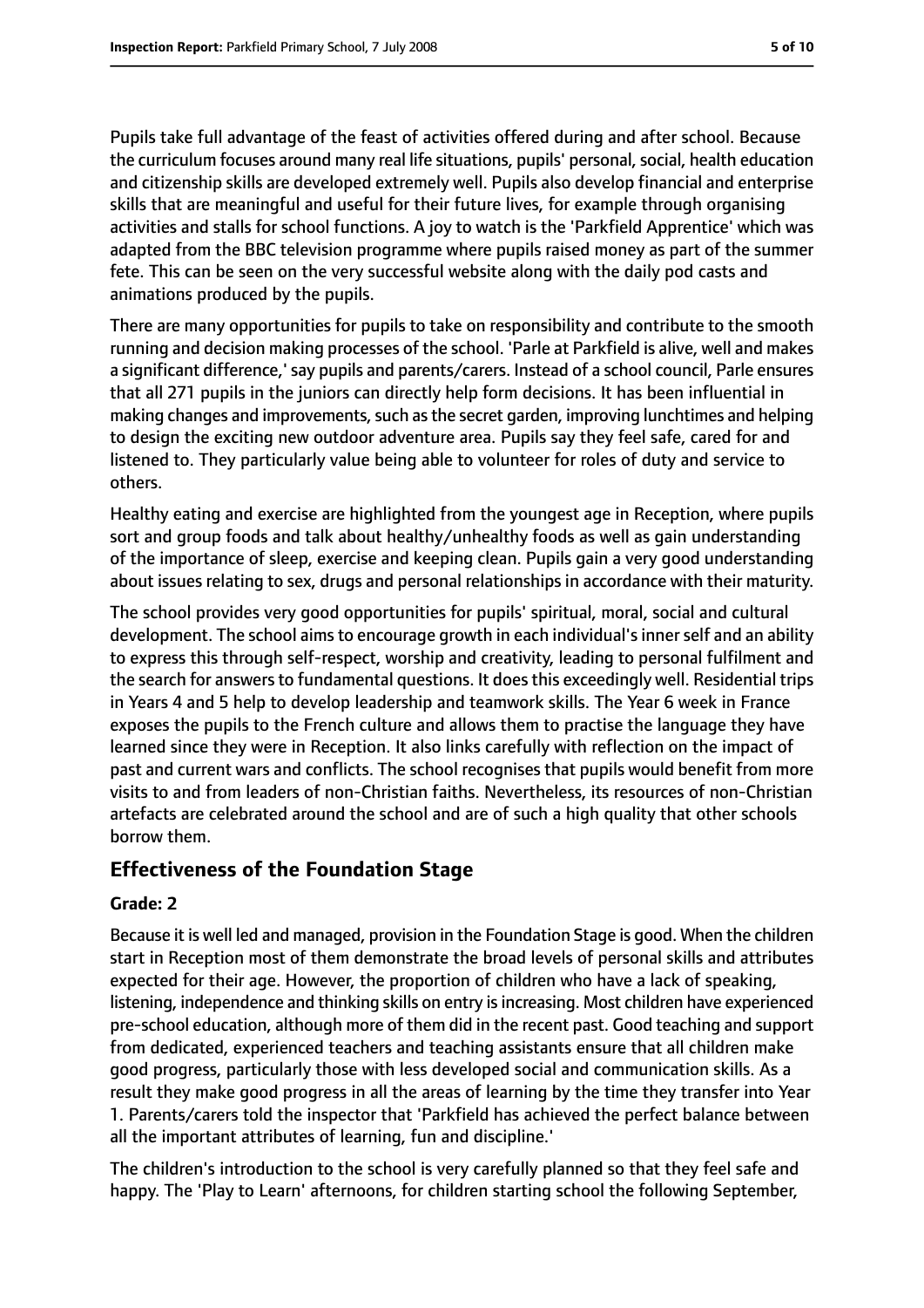Pupils take full advantage of the feast of activities offered during and after school. Because the curriculum focuses around many real life situations, pupils' personal, social, health education and citizenship skills are developed extremely well. Pupils also develop financial and enterprise skills that are meaningful and useful for their future lives, for example through organising activities and stalls for school functions. A joy to watch is the 'Parkfield Apprentice' which was adapted from the BBC television programme where pupils raised money as part of the summer fete. This can be seen on the very successful website along with the daily pod casts and animations produced by the pupils.

There are many opportunities for pupils to take on responsibility and contribute to the smooth running and decision making processes of the school. 'Parle at Parkfield is alive, well and makes a significant difference,' say pupils and parents/carers. Instead of a school council, Parle ensures that all 271 pupils in the juniors can directly help form decisions. It has been influential in making changes and improvements, such as the secret garden, improving lunchtimes and helping to design the exciting new outdoor adventure area. Pupils say they feel safe, cared for and listened to. They particularly value being able to volunteer for roles of duty and service to others.

Healthy eating and exercise are highlighted from the youngest age in Reception, where pupils sort and group foods and talk about healthy/unhealthy foods as well as gain understanding of the importance of sleep, exercise and keeping clean. Pupils gain a very good understanding about issues relating to sex, drugs and personal relationships in accordance with their maturity.

The school provides very good opportunities for pupils' spiritual, moral, social and cultural development. The school aims to encourage growth in each individual's inner self and an ability to express this through self-respect, worship and creativity, leading to personal fulfilment and the search for answers to fundamental questions. It does this exceedingly well. Residential trips in Years 4 and 5 help to develop leadership and teamwork skills. The Year 6 week in France exposes the pupils to the French culture and allows them to practise the language they have learned since they were in Reception. It also links carefully with reflection on the impact of past and current wars and conflicts. The school recognises that pupils would benefit from more visits to and from leaders of non-Christian faiths. Nevertheless, its resources of non-Christian artefacts are celebrated around the school and are of such a high quality that other schools borrow them.

## Effectiveness of the Foundation Stage

#### Grade: 2

Because it is well led and managed, provision in the Foundation Stage is good. When the children start in Reception most of them demonstrate the broad levels of personal skills and attributes expected for their age. However, the proportion of children who have a lack of speaking, listening, independence and thinking skills on entry is increasing. Most children have experienced pre-school education, although more of them did in the recent past. Good teaching and support from dedicated, experienced teachers and teaching assistants ensure that all children make good progress, particularly those with less developed social and communication skills. As a result they make good progress in all the areas of learning by the time they transfer into Year 1. Parents/carers told the inspector that 'Parkfield has achieved the perfect balance between all the important attributes of learning, fun and discipline.'

The children's introduction to the school is very carefully planned so that they feel safe and happy. The 'Play to Learn' afternoons, for children starting school the following September,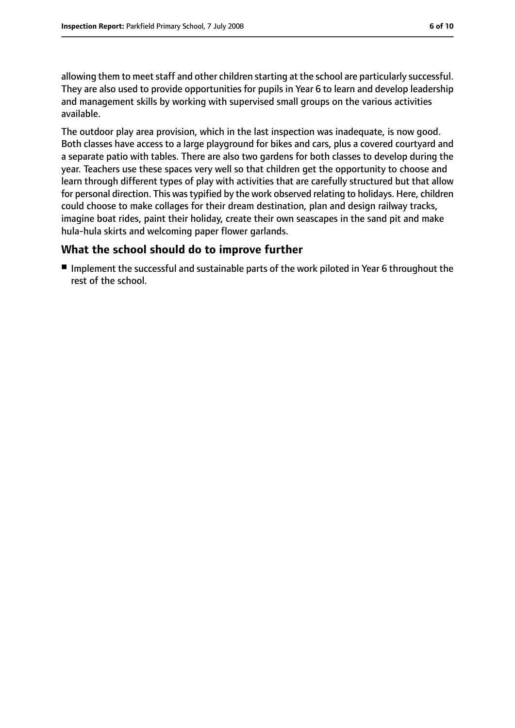allowing them to meet staff and other children starting at the school are particularly successful. They are also used to provide opportunities for pupils in Year 6 to learn and develop leadership and management skills by working with supervised small groups on the various activities available.

The outdoor play area provision, which in the last inspection was inadequate, is now good. Both classes have access to a large playground for bikes and cars, plus a covered courtyard and a separate patio with tables. There are also two gardens for both classes to develop during the year. Teachers use these spaces very well so that children get the opportunity to choose and learn through different types of play with activities that are carefully structured but that allow for personal direction. This was typified by the work observed relating to holidays. Here, children could choose to make collages for their dream destination, plan and design railway tracks, imagine boat rides, paint their holiday, create their own seascapes in the sand pit and make hula-hula skirts and welcoming paper flower garlands.

## What the school should do to improve further

- Implement the successful and sustainable parts of the work piloted in Year 6 throughout the rest of the school.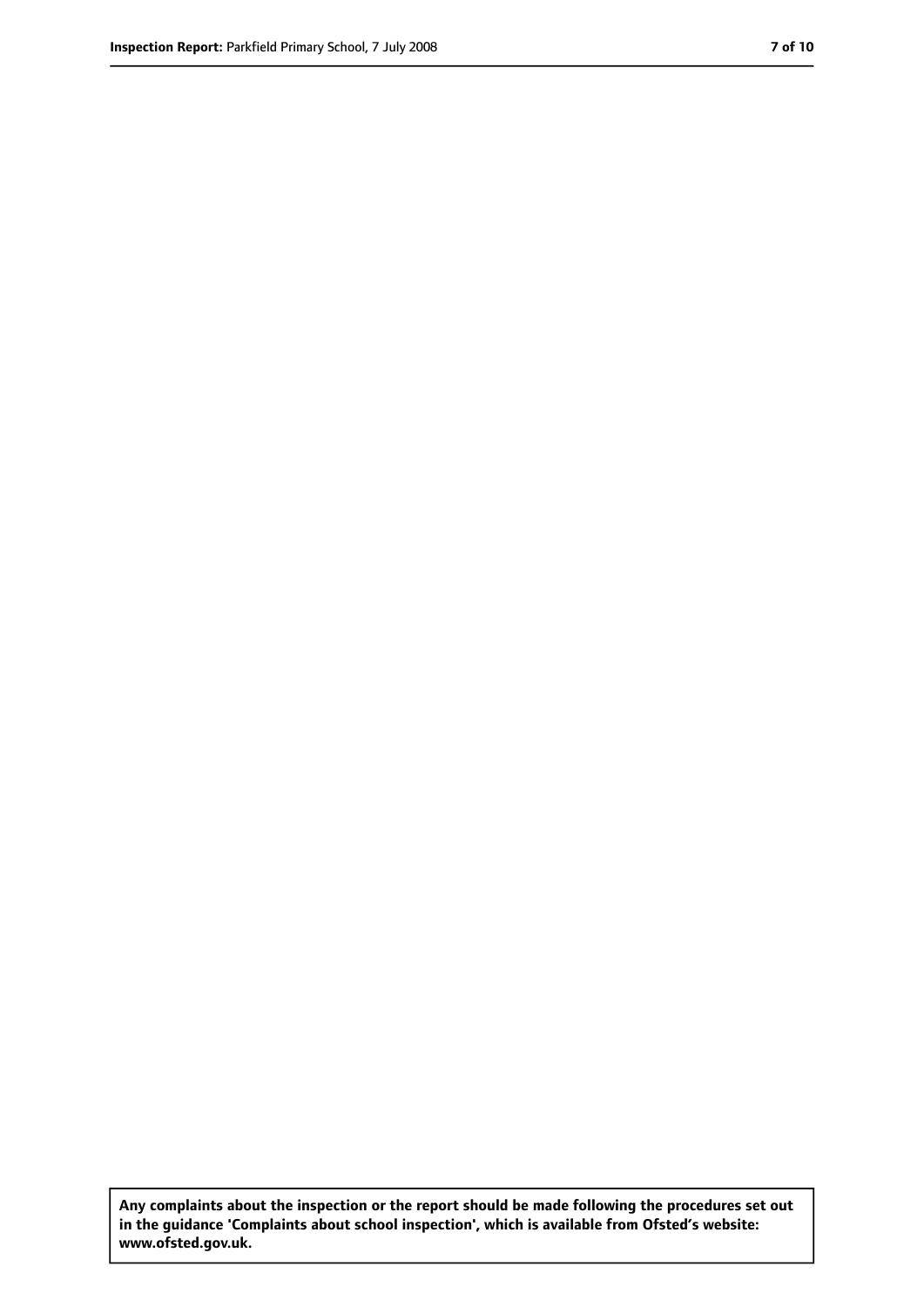**Any complaints about the inspection or the report should be made following the procedures set out in the guidance 'Complaints about school inspection', which is available from Ofsted's website: www.ofsted.gov.uk.**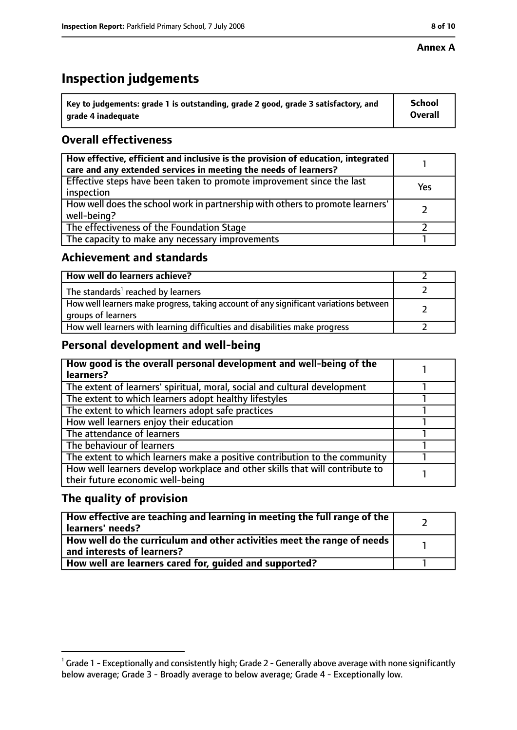**Annex A**

# Inspection judgements

| Key to judgements: grade 1 is outstanding, grade 2 good, grade 3 satisfactory, and grade 4 inadequate | School Overall |
| --- | --- |

## Overall effectiveness

| | |
| --- | --- |
| **How effective, efficient and inclusive is the provision of education, integrated care and any extended services in meeting the needs of learners?** | 1 |
| Effective steps have been taken to promote improvement since the last inspection | Yes |
| How well does the school work in partnership with others to promote learners' well-being? | 2 |
| The effectiveness of the Foundation Stage | 2 |
| The capacity to make any necessary improvements | 1 |

## Achievement and standards

| | |
| --- | --- |
| **How well do learners achieve?** | 2 |
| The standards[1] reached by learners | 2 |
| How well learners make progress, taking account of any significant variations between groups of learners | 2 |
| How well learners with learning difficulties and disabilities make progress | 2 |

## Personal development and well-being

| | |
| --- | --- |
| **How good is the overall personal development and well-being of the learners?** | 1 |
| The extent of learners' spiritual, moral, social and cultural development | 1 |
| The extent to which learners adopt healthy lifestyles | 1 |
| The extent to which learners adopt safe practices | 1 |
| How well learners enjoy their education | 1 |
| The attendance of learners | 1 |
| The behaviour of learners | 1 |
| The extent to which learners make a positive contribution to the community | 1 |
| How well learners develop workplace and other skills that will contribute to their future economic well-being | 1 |

## The quality of provision

| | |
| --- | --- |
| **How effective are teaching and learning in meeting the full range of the learners' needs?** | 2 |
| **How well do the curriculum and other activities meet the range of needs and interests of learners?** | 1 |
| **How well are learners cared for, guided and supported?** | 1 |

[1] Grade 1 - Exceptionally and consistently high; Grade 2 - Generally above average with none significantly below average; Grade 3 - Broadly average to below average; Grade 4 - Exceptionally low.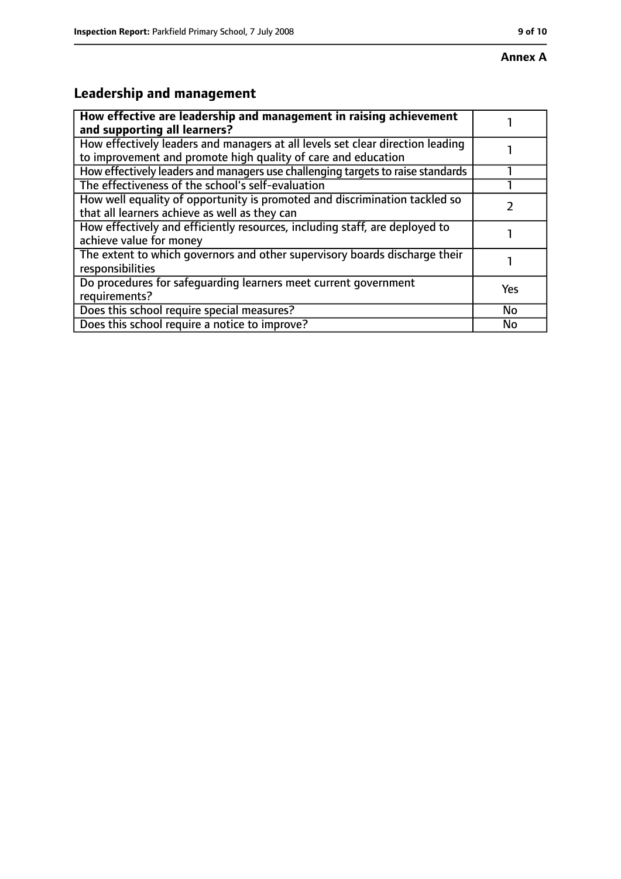**Annex A**

## Leadership and management

| **How effective are leadership and management in raising achievement and supporting all learners?** | 1 |
|---|---|
| How effectively leaders and managers at all levels set clear direction leading to improvement and promote high quality of care and education | 1 |
| How effectively leaders and managers use challenging targets to raise standards | 1 |
| The effectiveness of the school's self-evaluation | 1 |
| How well equality of opportunity is promoted and discrimination tackled so that all learners achieve as well as they can | 2 |
| How effectively and efficiently resources, including staff, are deployed to achieve value for money | 1 |
| The extent to which governors and other supervisory boards discharge their responsibilities | 1 |
| Do procedures for safeguarding learners meet current government requirements? | Yes |
| Does this school require special measures? | No |
| Does this school require a notice to improve? | No |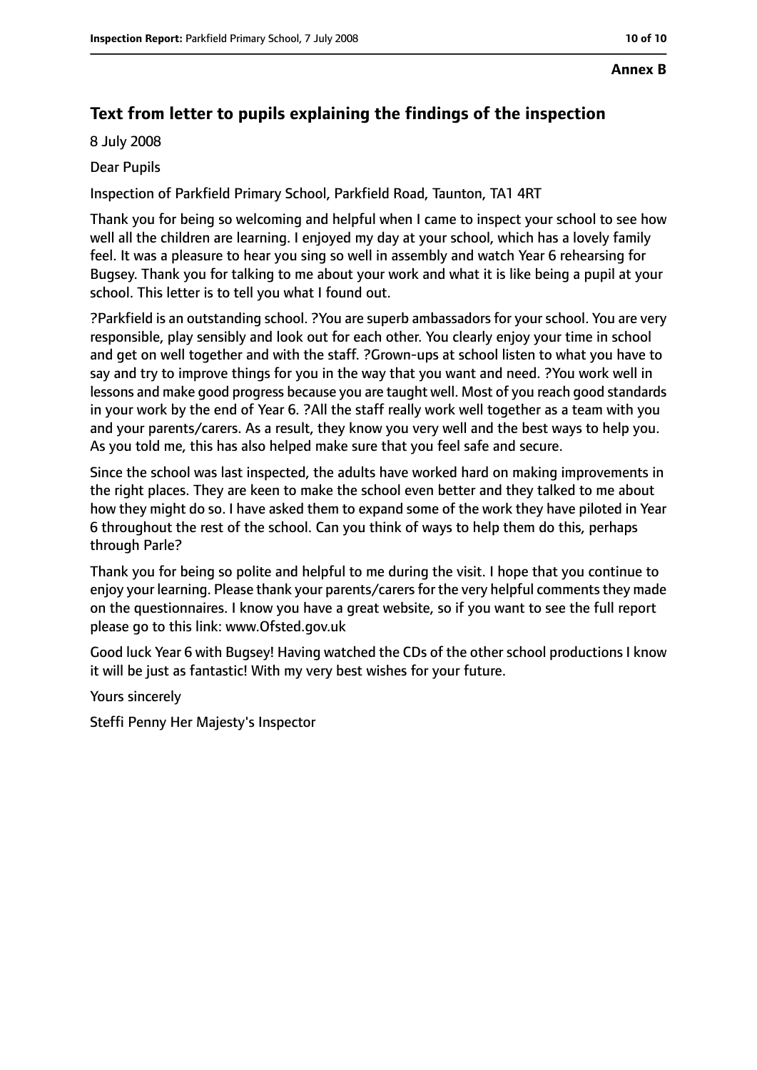**Annex B**

## Text from letter to pupils explaining the findings of the inspection

8 July 2008

Dear Pupils

Inspection of Parkfield Primary School, Parkfield Road, Taunton, TA1 4RT

Thank you for being so welcoming and helpful when I came to inspect your school to see how well all the children are learning. I enjoyed my day at your school, which has a lovely family feel. It was a pleasure to hear you sing so well in assembly and watch Year 6 rehearsing for Bugsey. Thank you for talking to me about your work and what it is like being a pupil at your school. This letter is to tell you what I found out.

?Parkfield is an outstanding school. ?You are superb ambassadors for your school. You are very responsible, play sensibly and look out for each other. You clearly enjoy your time in school and get on well together and with the staff. ?Grown-ups at school listen to what you have to say and try to improve things for you in the way that you want and need. ?You work well in lessons and make good progress because you are taught well. Most of you reach good standards in your work by the end of Year 6. ?All the staff really work well together as a team with you and your parents/carers. As a result, they know you very well and the best ways to help you. As you told me, this has also helped make sure that you feel safe and secure.

Since the school was last inspected, the adults have worked hard on making improvements in the right places. They are keen to make the school even better and they talked to me about how they might do so. I have asked them to expand some of the work they have piloted in Year 6 throughout the rest of the school. Can you think of ways to help them do this, perhaps through Parle?

Thank you for being so polite and helpful to me during the visit. I hope that you continue to enjoy your learning. Please thank your parents/carers for the very helpful comments they made on the questionnaires. I know you have a great website, so if you want to see the full report please go to this link: www.Ofsted.gov.uk

Good luck Year 6 with Bugsey! Having watched the CDs of the other school productions I know it will be just as fantastic! With my very best wishes for your future.

Yours sincerely

Steffi Penny Her Majesty's Inspector